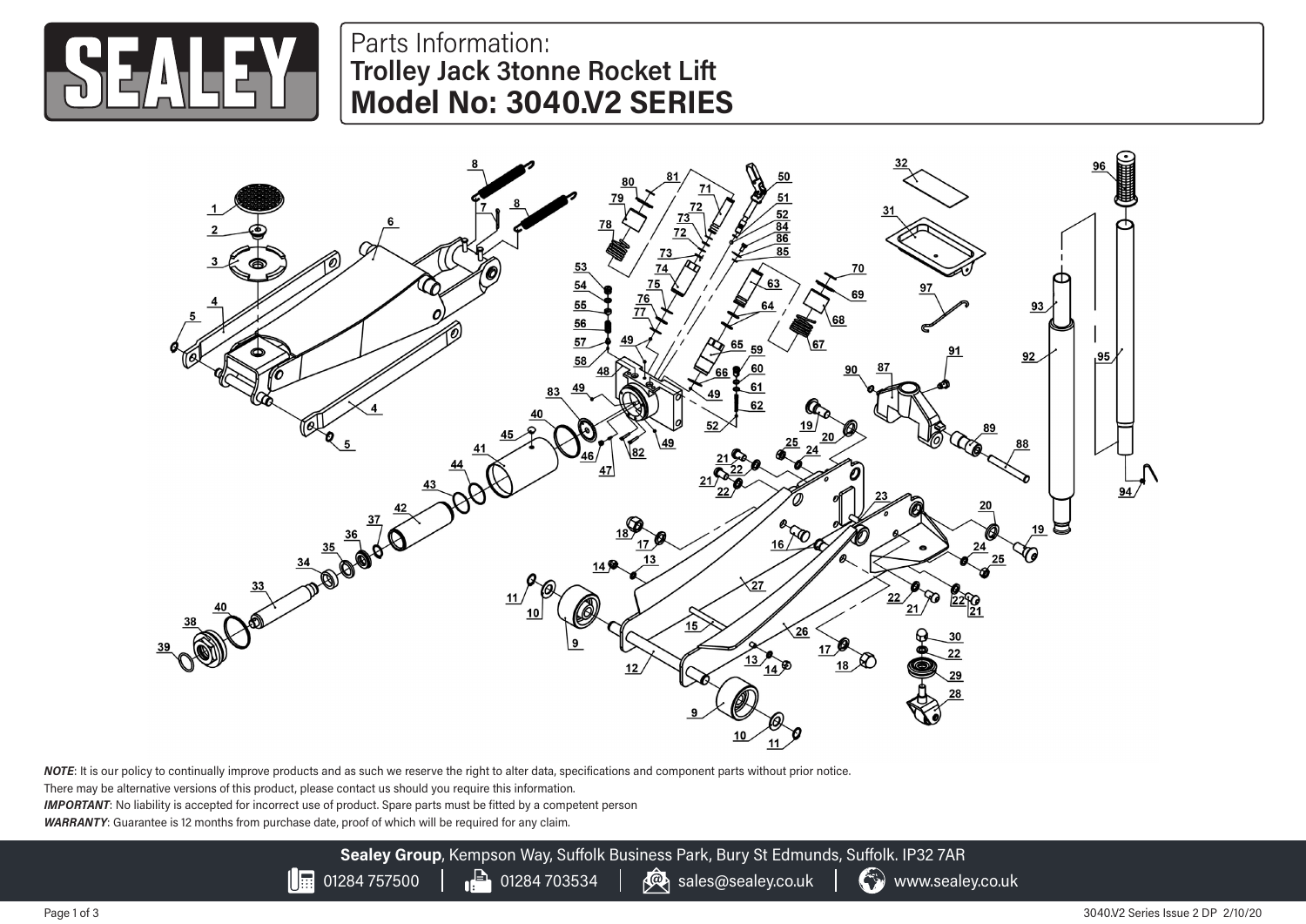# Parts Information:
## Trolley Jack 3tonne Rocket Lift
## Model No: 3040.V2 SERIES

***NOTE***: It is our policy to continually improve products and as such we reserve the right to alter data, specifications and component parts without prior notice.

There may be alternative versions of this product, please contact us should you require this information.

***IMPORTANT***: No liability is accepted for incorrect use of product. Spare parts must be fitted by a competent person

***WARRANTY***: Guarantee is 12 months from purchase date, proof of which will be required for any claim.

**Sealey Group**, Kempson Way, Suffolk Business Park, Bury St Edmunds, Suffolk. IP32 7AR

01284 757500 | 01284 703534 | sales@sealey.co.uk | www.sealey.co.uk

3040.V2 Series Issue 2 DP 2/10/20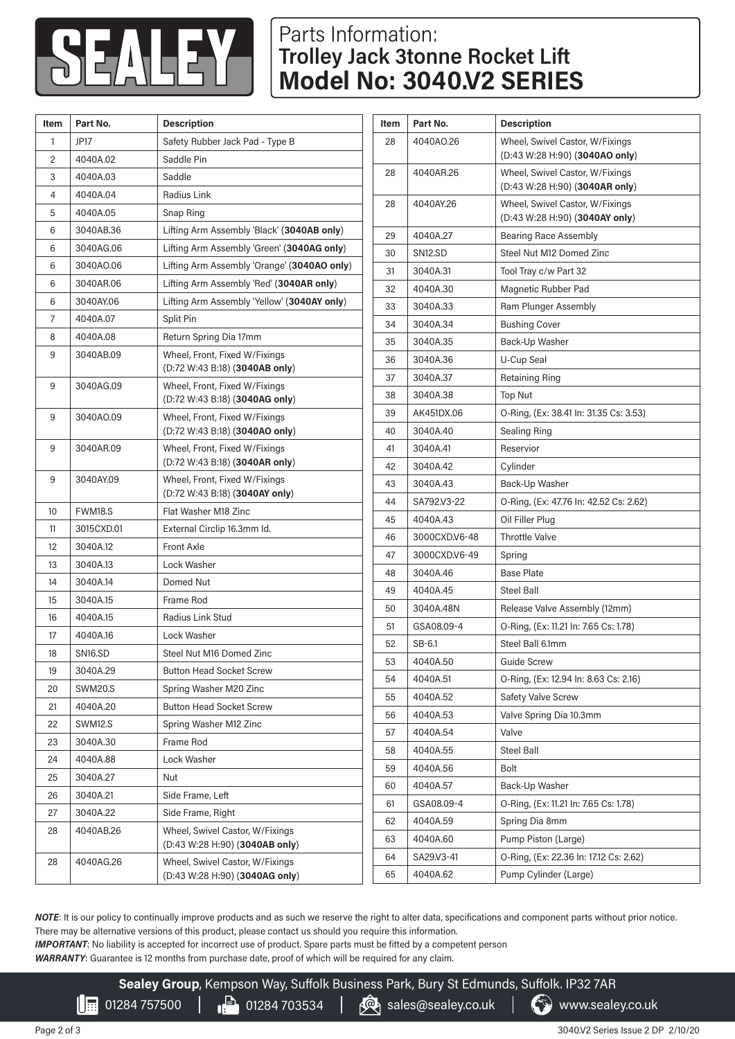# Parts Information: Trolley Jack 3tonne Rocket Lift

# Model No: 3040.V2 SERIES

| Item | Part No. | Description |
|---|---|---|
| 1 | JP17 | Safety Rubber Jack Pad - Type B |
| 2 | 4040A.02 | Saddle Pin |
| 3 | 4040A.03 | Saddle |
| 4 | 4040A.04 | Radius Link |
| 5 | 4040A.05 | Snap Ring |
| 6 | 3040AB.36 | Lifting Arm Assembly 'Black' (**3040AB only**) |
| 6 | 3040AG.06 | Lifting Arm Assembly 'Green' (**3040AG only**) |
| 6 | 3040AO.06 | Lifting Arm Assembly 'Orange' (**3040AO only**) |
| 6 | 3040AR.06 | Lifting Arm Assembly 'Red' (**3040AR only**) |
| 6 | 3040AY.06 | Lifting Arm Assembly 'Yellow' (**3040AY only**) |
| 7 | 4040A.07 | Split Pin |
| 8 | 4040A.08 | Return Spring Dia 17mm |
| 9 | 3040AB.09 | Wheel, Front, Fixed W/Fixings (D:72 W:43 B:18) (**3040AB only**) |
| 9 | 3040AG.09 | Wheel, Front, Fixed W/Fixings (D:72 W:43 B:18) (**3040AG only**) |
| 9 | 3040AO.09 | Wheel, Front, Fixed W/Fixings (D:72 W:43 B:18) (**3040AO only**) |
| 9 | 3040AR.09 | Wheel, Front, Fixed W/Fixings (D:72 W:43 B:18) (**3040AR only**) |
| 9 | 3040AY.09 | Wheel, Front, Fixed W/Fixings (D:72 W:43 B:18) (**3040AY only**) |
| 10 | FWM18.S | Flat Washer M18 Zinc |
| 11 | 3015CXD.01 | External Circlip 16.3mm Id. |
| 12 | 3040A.12 | Front Axle |
| 13 | 3040A.13 | Lock Washer |
| 14 | 3040A.14 | Domed Nut |
| 15 | 3040A.15 | Frame Rod |
| 16 | 4040A.15 | Radius Link Stud |
| 17 | 4040A.16 | Lock Washer |
| 18 | SN16.SD | Steel Nut M16 Domed Zinc |
| 19 | 3040A.29 | Button Head Socket Screw |
| 20 | SWM20.S | Spring Washer M20 Zinc |
| 21 | 4040A.20 | Button Head Socket Screw |
| 22 | SWM12.S | Spring Washer M12 Zinc |
| 23 | 3040A.30 | Frame Rod |
| 24 | 4040A.88 | Lock Washer |
| 25 | 3040A.27 | Nut |
| 26 | 3040A.21 | Side Frame, Left |
| 27 | 3040A.22 | Side Frame, Right |
| 28 | 4040AB.26 | Wheel, Swivel Castor, W/Fixings (D:43 W:28 H:90) (**3040AB only**) |
| 28 | 4040AG.26 | Wheel, Swivel Castor, W/Fixings (D:43 W:28 H:90) (**3040AG only**) |
| 28 | 4040AO.26 | Wheel, Swivel Castor, W/Fixings (D:43 W:28 H:90) (**3040AO only**) |
| 28 | 4040AR.26 | Wheel, Swivel Castor, W/Fixings (D:43 W:28 H:90) (**3040AR only**) |
| 28 | 4040AY.26 | Wheel, Swivel Castor, W/Fixings (D:43 W:28 H:90) (**3040AY only**) |
| 29 | 4040A.27 | Bearing Race Assembly |
| 30 | SN12.SD | Steel Nut M12 Domed Zinc |
| 31 | 3040A.31 | Tool Tray c/w Part 32 |
| 32 | 4040A.30 | Magnetic Rubber Pad |
| 33 | 3040A.33 | Ram Plunger Assembly |
| 34 | 3040A.34 | Bushing Cover |
| 35 | 3040A.35 | Back-Up Washer |
| 36 | 3040A.36 | U-Cup Seal |
| 37 | 3040A.37 | Retaining Ring |
| 38 | 3040A.38 | Top Nut |
| 39 | AK451DX.06 | O-Ring, (Ex: 38.41 In: 31.35 Cs: 3.53) |
| 40 | 3040A.40 | Sealing Ring |
| 41 | 3040A.41 | Reservior |
| 42 | 3040A.42 | Cylinder |
| 43 | 3040A.43 | Back-Up Washer |
| 44 | SA792.V3-22 | O-Ring, (Ex: 47.76 In: 42.52 Cs: 2.62) |
| 45 | 4040A.43 | Oil Filler Plug |
| 46 | 3000CXD.V6-48 | Throttle Valve |
| 47 | 3000CXD.V6-49 | Spring |
| 48 | 3040A.46 | Base Plate |
| 49 | 4040A.45 | Steel Ball |
| 50 | 3040A.48N | Release Valve Assembly (12mm) |
| 51 | GSA08.09-4 | O-Ring, (Ex: 11.21 In: 7.65 Cs: 1.78) |
| 52 | SB-6.1 | Steel Ball 6.1mm |
| 53 | 4040A.50 | Guide Screw |
| 54 | 4040A.51 | O-Ring, (Ex: 12.94 In: 8.63 Cs: 2.16) |
| 55 | 4040A.52 | Safety Valve Screw |
| 56 | 4040A.53 | Valve Spring Dia 10.3mm |
| 57 | 4040A.54 | Valve |
| 58 | 4040A.55 | Steel Ball |
| 59 | 4040A.56 | Bolt |
| 60 | 4040A.57 | Back-Up Washer |
| 61 | GSA08.09-4 | O-Ring, (Ex: 11.21 In: 7.65 Cs: 1.78) |
| 62 | 4040A.59 | Spring Dia 8mm |
| 63 | 4040A.60 | Pump Piston (Large) |
| 64 | SA29.V3-41 | O-Ring, (Ex: 22.36 In: 17.12 Cs: 2.62) |
| 65 | 4040A.62 | Pump Cylinder (Large) |

***NOTE***: It is our policy to continually improve products and as such we reserve the right to alter data, specifications and component parts without prior notice. There may be alternative versions of this product, please contact us should you require this information.
***IMPORTANT***: No liability is accepted for incorrect use of product. Spare parts must be fitted by a competent person
***WARRANTY***: Guarantee is 12 months from purchase date, proof of which will be required for any claim.

**Sealey Group**, Kempson Way, Suffolk Business Park, Bury St Edmunds, Suffolk. IP32 7AR
01284 757500 | 01284 703534 | sales@sealey.co.uk | www.sealey.co.uk

3040.V2 Series Issue 2 DP 2/10/20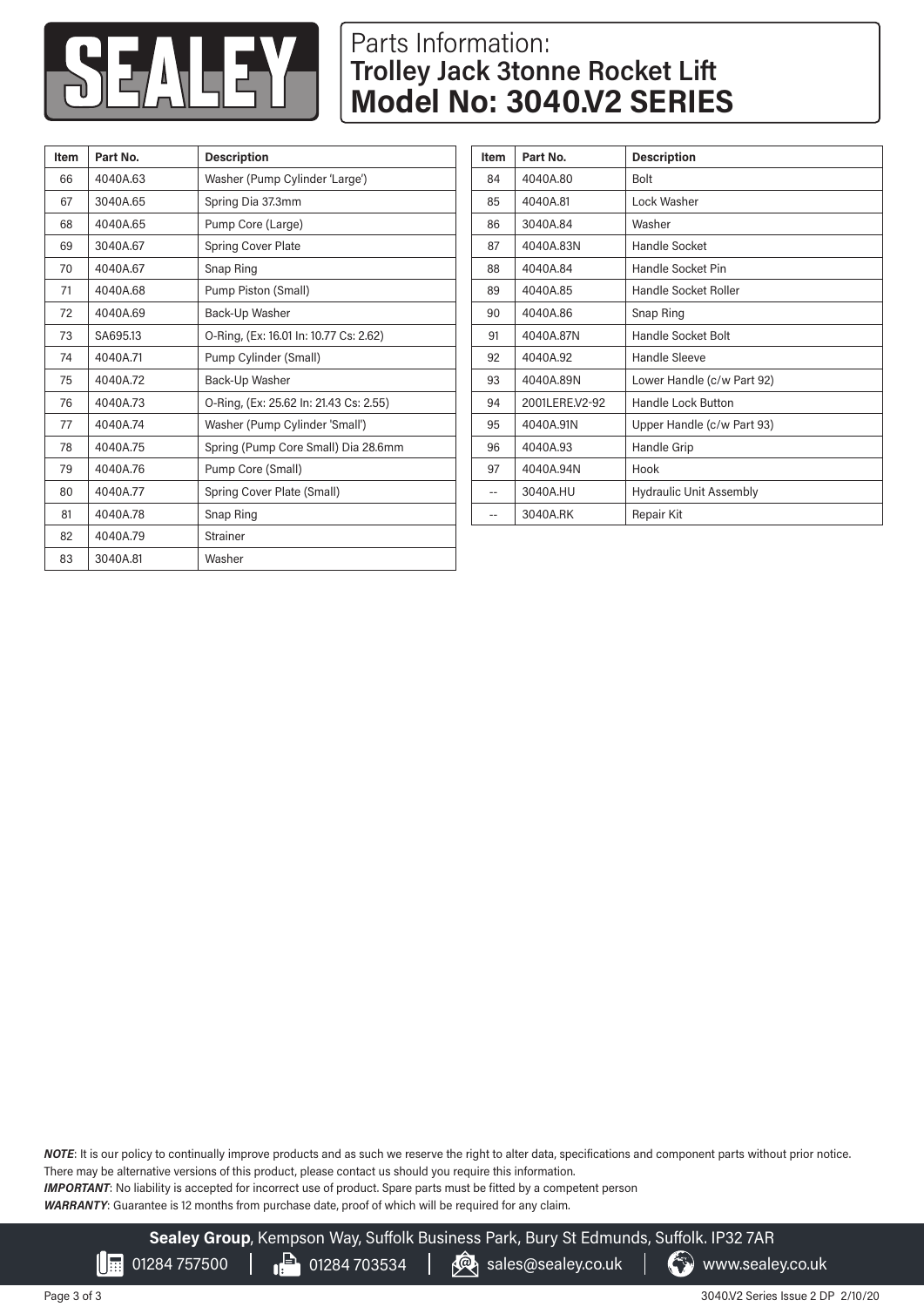# Parts Information:
## Trolley Jack 3tonne Rocket Lift
## Model No: 3040.V2 SERIES

| Item | Part No. | Description |
|---|---|---|
| 66 | 4040A.63 | Washer (Pump Cylinder 'Large') |
| 67 | 3040A.65 | Spring Dia 37.3mm |
| 68 | 4040A.65 | Pump Core (Large) |
| 69 | 3040A.67 | Spring Cover Plate |
| 70 | 4040A.67 | Snap Ring |
| 71 | 4040A.68 | Pump Piston (Small) |
| 72 | 4040A.69 | Back-Up Washer |
| 73 | SA695.13 | O-Ring, (Ex: 16.01 In: 10.77 Cs: 2.62) |
| 74 | 4040A.71 | Pump Cylinder (Small) |
| 75 | 4040A.72 | Back-Up Washer |
| 76 | 4040A.73 | O-Ring, (Ex: 25.62 In: 21.43 Cs: 2.55) |
| 77 | 4040A.74 | Washer (Pump Cylinder 'Small') |
| 78 | 4040A.75 | Spring (Pump Core Small) Dia 28.6mm |
| 79 | 4040A.76 | Pump Core (Small) |
| 80 | 4040A.77 | Spring Cover Plate (Small) |
| 81 | 4040A.78 | Snap Ring |
| 82 | 4040A.79 | Strainer |
| 83 | 3040A.81 | Washer |
| 84 | 4040A.80 | Bolt |
| 85 | 4040A.81 | Lock Washer |
| 86 | 3040A.84 | Washer |
| 87 | 4040A.83N | Handle Socket |
| 88 | 4040A.84 | Handle Socket Pin |
| 89 | 4040A.85 | Handle Socket Roller |
| 90 | 4040A.86 | Snap Ring |
| 91 | 4040A.87N | Handle Socket Bolt |
| 92 | 4040A.92 | Handle Sleeve |
| 93 | 4040A.89N | Lower Handle (c/w Part 92) |
| 94 | 2001LERE.V2-92 | Handle Lock Button |
| 95 | 4040A.91N | Upper Handle (c/w Part 93) |
| 96 | 4040A.93 | Handle Grip |
| 97 | 4040A.94N | Hook |
| -- | 3040A.HU | Hydraulic Unit Assembly |
| -- | 3040A.RK | Repair Kit |

***NOTE***: It is our policy to continually improve products and as such we reserve the right to alter data, specifications and component parts without prior notice. There may be alternative versions of this product, please contact us should you require this information.
***IMPORTANT***: No liability is accepted for incorrect use of product. Spare parts must be fitted by a competent person
***WARRANTY***: Guarantee is 12 months from purchase date, proof of which will be required for any claim.

**Sealey Group**, Kempson Way, Suffolk Business Park, Bury St Edmunds, Suffolk. IP32 7AR
01284 757500 | 01284 703534 | sales@sealey.co.uk | www.sealey.co.uk

3040.V2 Series Issue 2 DP 2/10/20